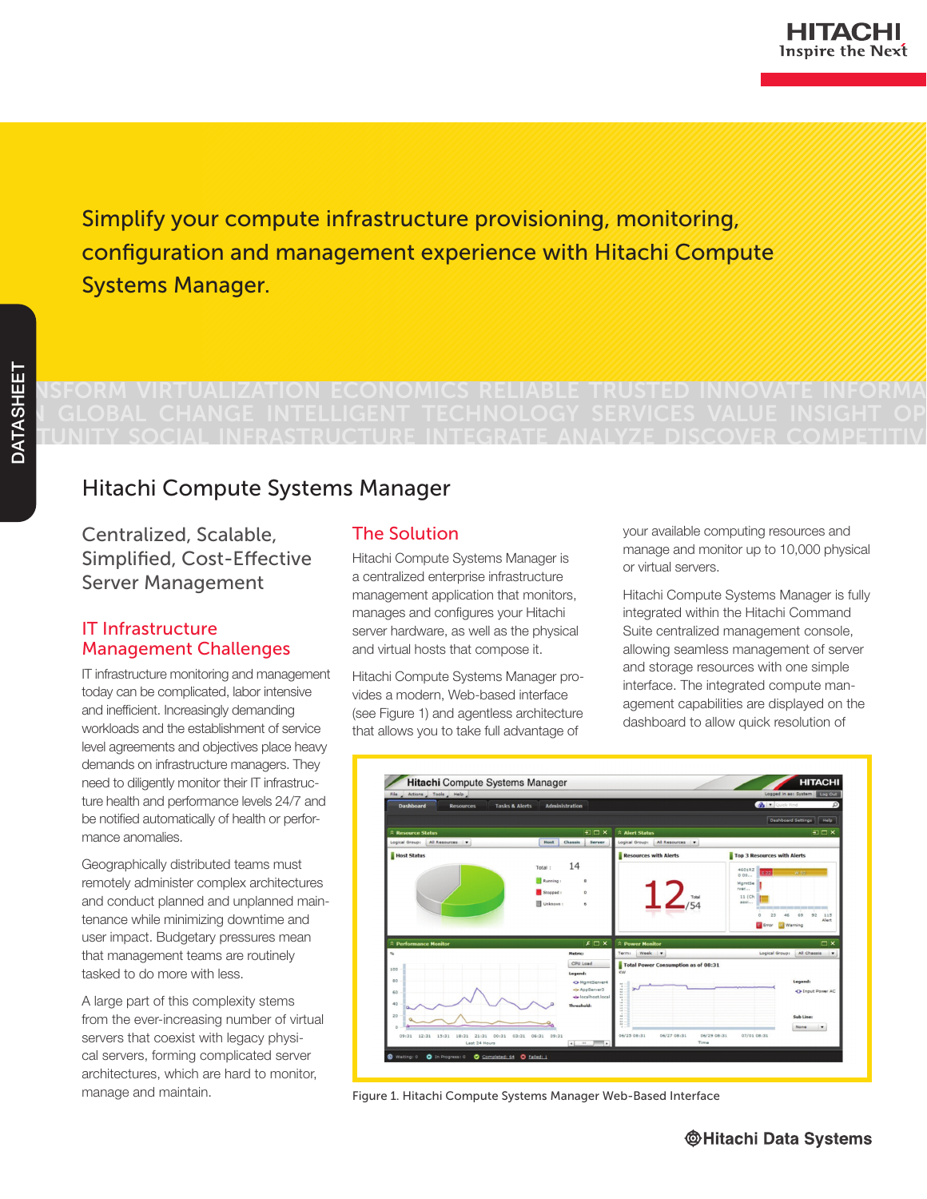Simplify your compute infrastructure provisioning, monitoring, configuration and management experience with Hitachi Compute Systems Manager.

# Hitachi Compute Systems Manager

## Centralized, Scalable, Simplified, Cost-Effective Server Management

### IT Infrastructure Management Challenges

IT infrastructure monitoring and management today can be complicated, labor intensive and inefficient. Increasingly demanding workloads and the establishment of service level agreements and objectives place heavy demands on infrastructure managers. They need to diligently monitor their IT infrastructure health and performance levels 24/7 and be notified automatically of health or performance anomalies.

Geographically distributed teams must remotely administer complex architectures and conduct planned and unplanned maintenance while minimizing downtime and user impact. Budgetary pressures mean that management teams are routinely tasked to do more with less.

A large part of this complexity stems from the ever-increasing number of virtual servers that coexist with legacy physical servers, forming complicated server architectures, which are hard to monitor, manage and maintain.

### The Solution

Hitachi Compute Systems Manager is a centralized enterprise infrastructure management application that monitors, manages and configures your Hitachi server hardware, as well as the physical and virtual hosts that compose it.

Hitachi Compute Systems Manager provides a modern, Web-based interface (see Figure 1) and agentless architecture that allows you to take full advantage of your available computing resources and manage and monitor up to 10,000 physical or virtual servers.

Hitachi Compute Systems Manager is fully integrated within the Hitachi Command Suite centralized management console, allowing seamless management of server and storage resources with one simple interface. The integrated compute management capabilities are displayed on the dashboard to allow quick resolution of

Figure 1. Hitachi Compute Systems Manager Web-Based Interface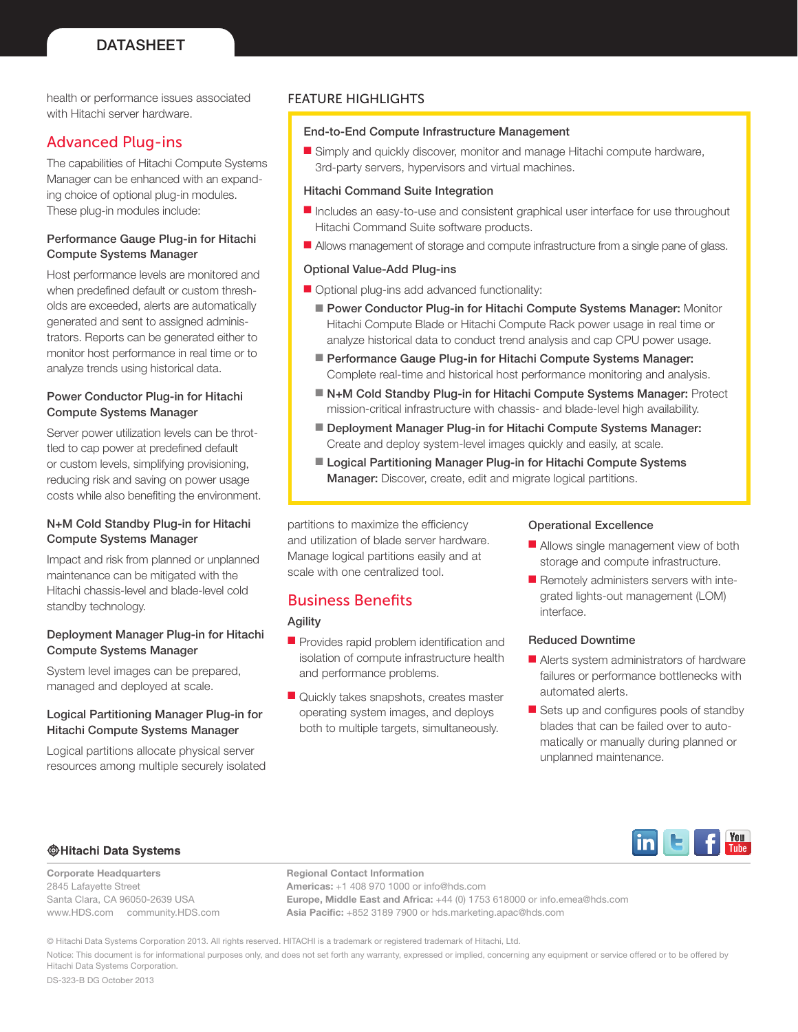health or performance issues associated with Hitachi server hardware.

## Advanced Plug-ins

The capabilities of Hitachi Compute Systems Manager can be enhanced with an expanding choice of optional plug-in modules. These plug-in modules include:

### Performance Gauge Plug-in for Hitachi Compute Systems Manager

Host performance levels are monitored and when predefined default or custom thresholds are exceeded, alerts are automatically generated and sent to assigned administrators. Reports can be generated either to monitor host performance in real time or to analyze trends using historical data.

### Power Conductor Plug-in for Hitachi Compute Systems Manager

Server power utilization levels can be throttled to cap power at predefined default or custom levels, simplifying provisioning, reducing risk and saving on power usage costs while also benefiting the environment.

### N+M Cold Standby Plug-in for Hitachi Compute Systems Manager

Impact and risk from planned or unplanned maintenance can be mitigated with the Hitachi chassis-level and blade-level cold standby technology.

### Deployment Manager Plug-in for Hitachi Compute Systems Manager

System level images can be prepared, managed and deployed at scale.

### Logical Partitioning Manager Plug-in for Hitachi Compute Systems Manager

Logical partitions allocate physical server resources among multiple securely isolated partitions to maximize the efficiency and utilization of blade server hardware. Manage logical partitions easily and at scale with one centralized tool.

## FEATURE HIGHLIGHTS

### End-to-End Compute Infrastructure Management

- Simply and quickly discover, monitor and manage Hitachi compute hardware, 3rd-party servers, hypervisors and virtual machines.

### Hitachi Command Suite Integration

- Includes an easy-to-use and consistent graphical user interface for use throughout Hitachi Command Suite software products.
- Allows management of storage and compute infrastructure from a single pane of glass.

### Optional Value-Add Plug-ins

- Optional plug-ins add advanced functionality:
  - **Power Conductor Plug-in for Hitachi Compute Systems Manager:** Monitor Hitachi Compute Blade or Hitachi Compute Rack power usage in real time or analyze historical data to conduct trend analysis and cap CPU power usage.
  - **Performance Gauge Plug-in for Hitachi Compute Systems Manager:** Complete real-time and historical host performance monitoring and analysis.
  - **N+M Cold Standby Plug-in for Hitachi Compute Systems Manager:** Protect mission-critical infrastructure with chassis- and blade-level high availability.
  - **Deployment Manager Plug-in for Hitachi Compute Systems Manager:** Create and deploy system-level images quickly and easily, at scale.
  - **Logical Partitioning Manager Plug-in for Hitachi Compute Systems Manager:** Discover, create, edit and migrate logical partitions.

## Business Benefits

### Agility

- Provides rapid problem identification and isolation of compute infrastructure health and performance problems.
- Quickly takes snapshots, creates master operating system images, and deploys both to multiple targets, simultaneously.

### Operational Excellence

- Allows single management view of both storage and compute infrastructure.
- Remotely administers servers with integrated lights-out management (LOM) interface.

### Reduced Downtime

- Alerts system administrators of hardware failures or performance bottlenecks with automated alerts.
- Sets up and configures pools of standby blades that can be failed over to automatically or manually during planned or unplanned maintenance.

**Hitachi Data Systems**

**Corporate Headquarters**
2845 Lafayette Street
Santa Clara, CA 96050-2639 USA
www.HDS.com community.HDS.com

**Regional Contact Information**
**Americas:** +1 408 970 1000 or info@hds.com
**Europe, Middle East and Africa:** +44 (0) 1753 618000 or info.emea@hds.com
**Asia Pacific:** +852 3189 7900 or hds.marketing.apac@hds.com

© Hitachi Data Systems Corporation 2013. All rights reserved. HITACHI is a trademark or registered trademark of Hitachi, Ltd.

Notice: This document is for informational purposes only, and does not set forth any warranty, expressed or implied, concerning any equipment or service offered or to be offered by Hitachi Data Systems Corporation.

DS-323-B DG October 2013